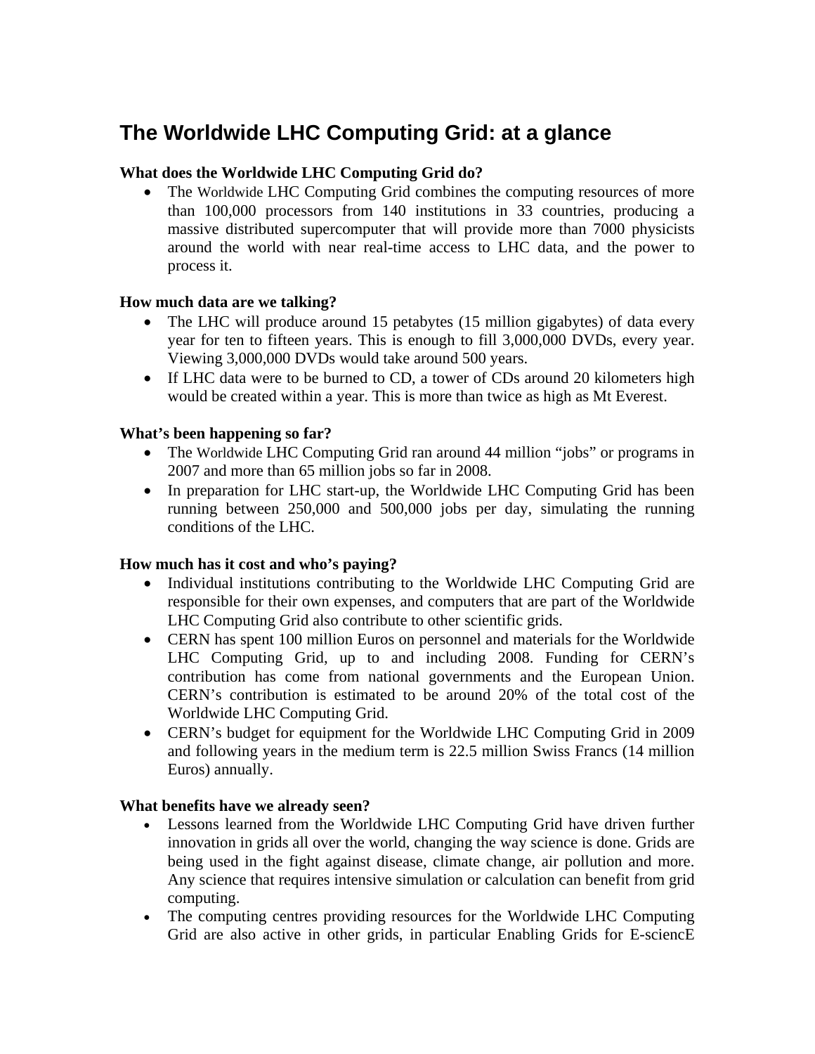# The Worldwide LHC Computing Grid: at a glance

**What does the Worldwide LHC Computing Grid do?**

- The Worldwide LHC Computing Grid combines the computing resources of more than 100,000 processors from 140 institutions in 33 countries, producing a massive distributed supercomputer that will provide more than 7000 physicists around the world with near real-time access to LHC data, and the power to process it.

**How much data are we talking?**

- The LHC will produce around 15 petabytes (15 million gigabytes) of data every year for ten to fifteen years. This is enough to fill 3,000,000 DVDs, every year. Viewing 3,000,000 DVDs would take around 500 years.
- If LHC data were to be burned to CD, a tower of CDs around 20 kilometers high would be created within a year. This is more than twice as high as Mt Everest.

**What's been happening so far?**

- The Worldwide LHC Computing Grid ran around 44 million "jobs" or programs in 2007 and more than 65 million jobs so far in 2008.
- In preparation for LHC start-up, the Worldwide LHC Computing Grid has been running between 250,000 and 500,000 jobs per day, simulating the running conditions of the LHC.

**How much has it cost and who's paying?**

- Individual institutions contributing to the Worldwide LHC Computing Grid are responsible for their own expenses, and computers that are part of the Worldwide LHC Computing Grid also contribute to other scientific grids.
- CERN has spent 100 million Euros on personnel and materials for the Worldwide LHC Computing Grid, up to and including 2008. Funding for CERN's contribution has come from national governments and the European Union. CERN's contribution is estimated to be around 20% of the total cost of the Worldwide LHC Computing Grid.
- CERN's budget for equipment for the Worldwide LHC Computing Grid in 2009 and following years in the medium term is 22.5 million Swiss Francs (14 million Euros) annually.

**What benefits have we already seen?**

- Lessons learned from the Worldwide LHC Computing Grid have driven further innovation in grids all over the world, changing the way science is done. Grids are being used in the fight against disease, climate change, air pollution and more. Any science that requires intensive simulation or calculation can benefit from grid computing.
- The computing centres providing resources for the Worldwide LHC Computing Grid are also active in other grids, in particular Enabling Grids for E-sciencE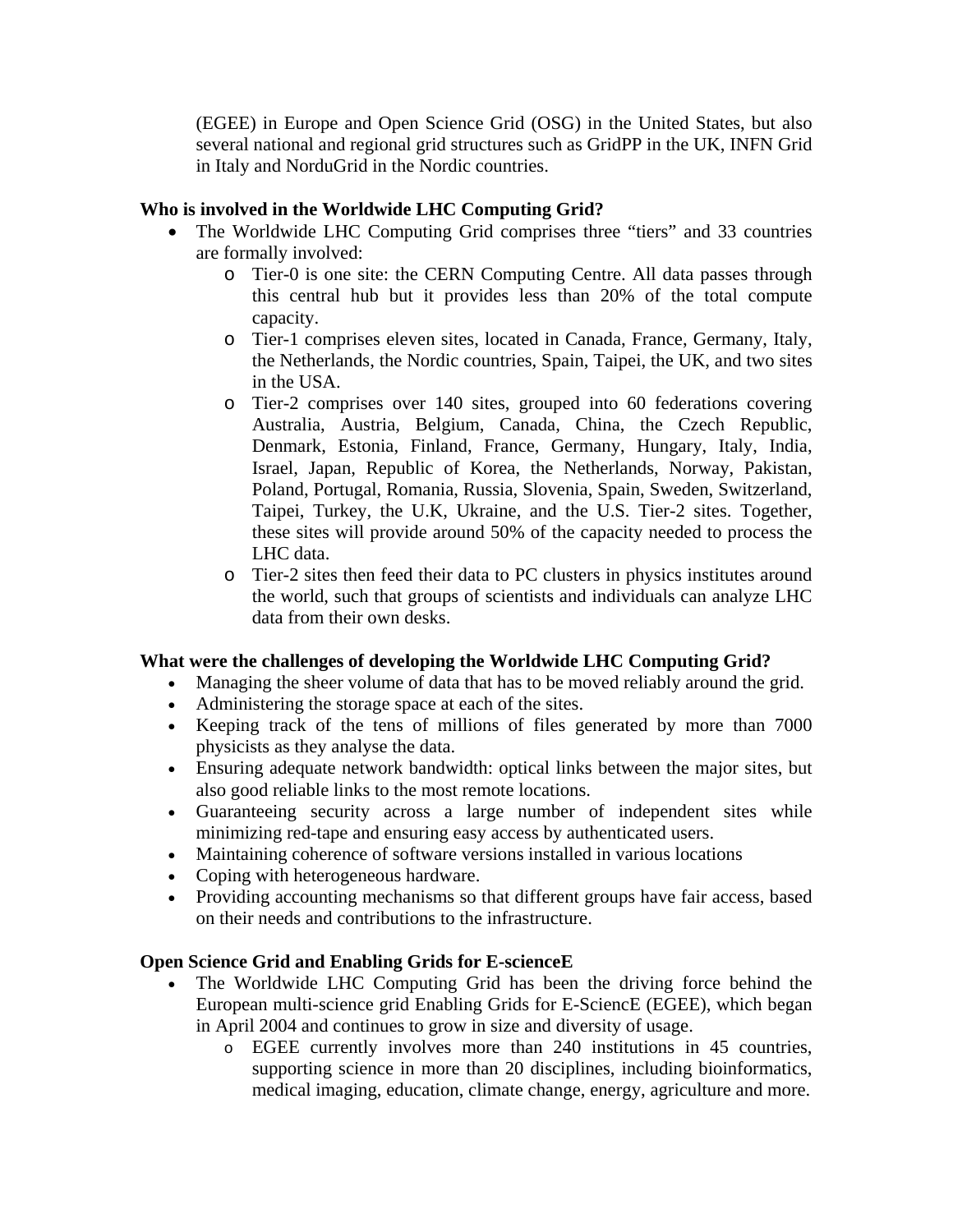(EGEE) in Europe and Open Science Grid (OSG) in the United States, but also several national and regional grid structures such as GridPP in the UK, INFN Grid in Italy and NorduGrid in the Nordic countries.

**Who is involved in the Worldwide LHC Computing Grid?**

- The Worldwide LHC Computing Grid comprises three "tiers" and 33 countries are formally involved:
  - Tier-0 is one site: the CERN Computing Centre. All data passes through this central hub but it provides less than 20% of the total compute capacity.
  - Tier-1 comprises eleven sites, located in Canada, France, Germany, Italy, the Netherlands, the Nordic countries, Spain, Taipei, the UK, and two sites in the USA.
  - Tier-2 comprises over 140 sites, grouped into 60 federations covering Australia, Austria, Belgium, Canada, China, the Czech Republic, Denmark, Estonia, Finland, France, Germany, Hungary, Italy, India, Israel, Japan, Republic of Korea, the Netherlands, Norway, Pakistan, Poland, Portugal, Romania, Russia, Slovenia, Spain, Sweden, Switzerland, Taipei, Turkey, the U.K, Ukraine, and the U.S. Tier-2 sites. Together, these sites will provide around 50% of the capacity needed to process the LHC data.
  - Tier-2 sites then feed their data to PC clusters in physics institutes around the world, such that groups of scientists and individuals can analyze LHC data from their own desks.

**What were the challenges of developing the Worldwide LHC Computing Grid?**

- Managing the sheer volume of data that has to be moved reliably around the grid.
- Administering the storage space at each of the sites.
- Keeping track of the tens of millions of files generated by more than 7000 physicists as they analyse the data.
- Ensuring adequate network bandwidth: optical links between the major sites, but also good reliable links to the most remote locations.
- Guaranteeing security across a large number of independent sites while minimizing red-tape and ensuring easy access by authenticated users.
- Maintaining coherence of software versions installed in various locations
- Coping with heterogeneous hardware.
- Providing accounting mechanisms so that different groups have fair access, based on their needs and contributions to the infrastructure.

**Open Science Grid and Enabling Grids for E-scienceE**

- The Worldwide LHC Computing Grid has been the driving force behind the European multi-science grid Enabling Grids for E-SciencE (EGEE), which began in April 2004 and continues to grow in size and diversity of usage.
  - EGEE currently involves more than 240 institutions in 45 countries, supporting science in more than 20 disciplines, including bioinformatics, medical imaging, education, climate change, energy, agriculture and more.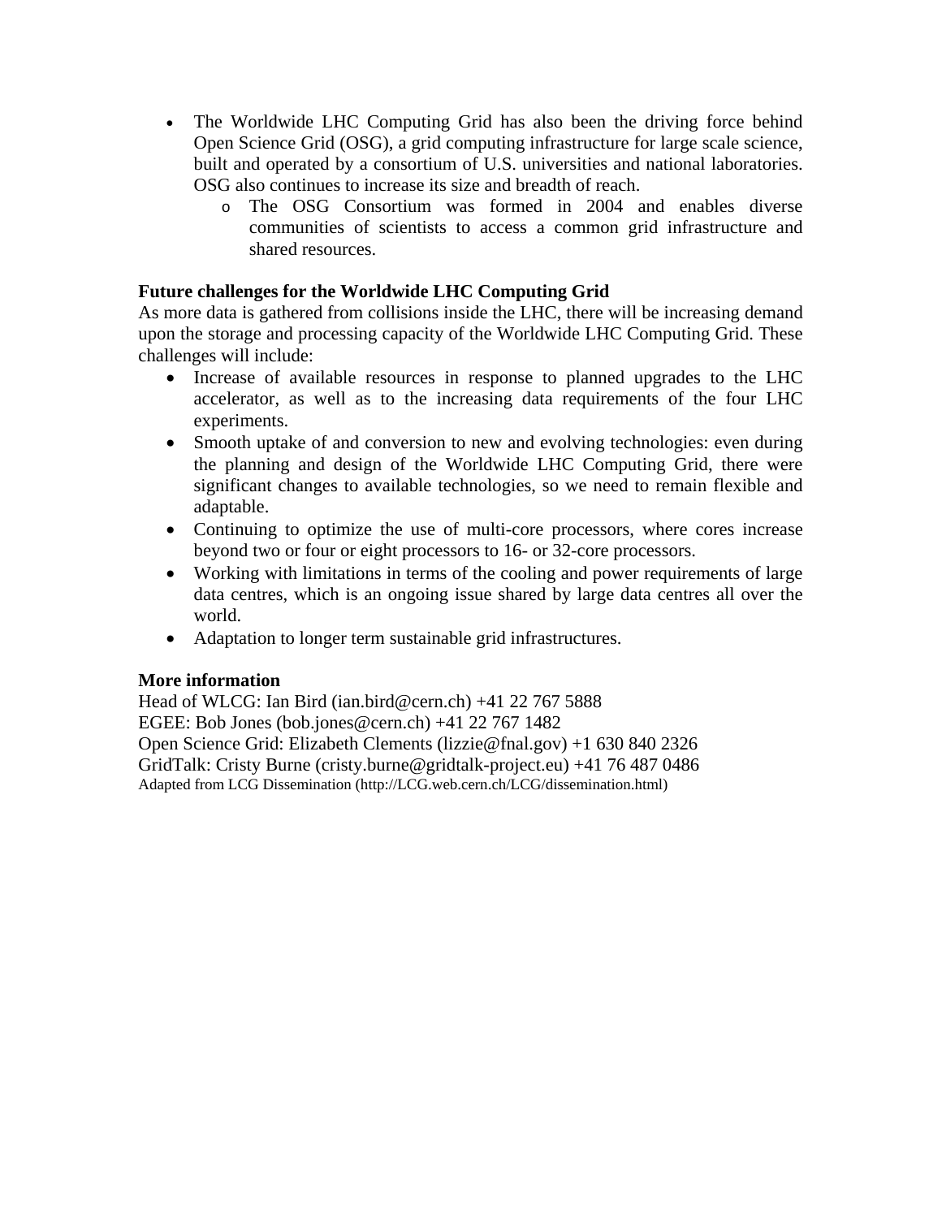- The Worldwide LHC Computing Grid has also been the driving force behind Open Science Grid (OSG), a grid computing infrastructure for large scale science, built and operated by a consortium of U.S. universities and national laboratories. OSG also continues to increase its size and breadth of reach.
  - The OSG Consortium was formed in 2004 and enables diverse communities of scientists to access a common grid infrastructure and shared resources.

**Future challenges for the Worldwide LHC Computing Grid**

As more data is gathered from collisions inside the LHC, there will be increasing demand upon the storage and processing capacity of the Worldwide LHC Computing Grid. These challenges will include:

- Increase of available resources in response to planned upgrades to the LHC accelerator, as well as to the increasing data requirements of the four LHC experiments.
- Smooth uptake of and conversion to new and evolving technologies: even during the planning and design of the Worldwide LHC Computing Grid, there were significant changes to available technologies, so we need to remain flexible and adaptable.
- Continuing to optimize the use of multi-core processors, where cores increase beyond two or four or eight processors to 16- or 32-core processors.
- Working with limitations in terms of the cooling and power requirements of large data centres, which is an ongoing issue shared by large data centres all over the world.
- Adaptation to longer term sustainable grid infrastructures.

**More information**

Head of WLCG: Ian Bird (ian.bird@cern.ch) +41 22 767 5888
EGEE: Bob Jones (bob.jones@cern.ch) +41 22 767 1482
Open Science Grid: Elizabeth Clements (lizzie@fnal.gov) +1 630 840 2326
GridTalk: Cristy Burne (cristy.burne@gridtalk-project.eu) +41 76 487 0486
Adapted from LCG Dissemination (http://LCG.web.cern.ch/LCG/dissemination.html)